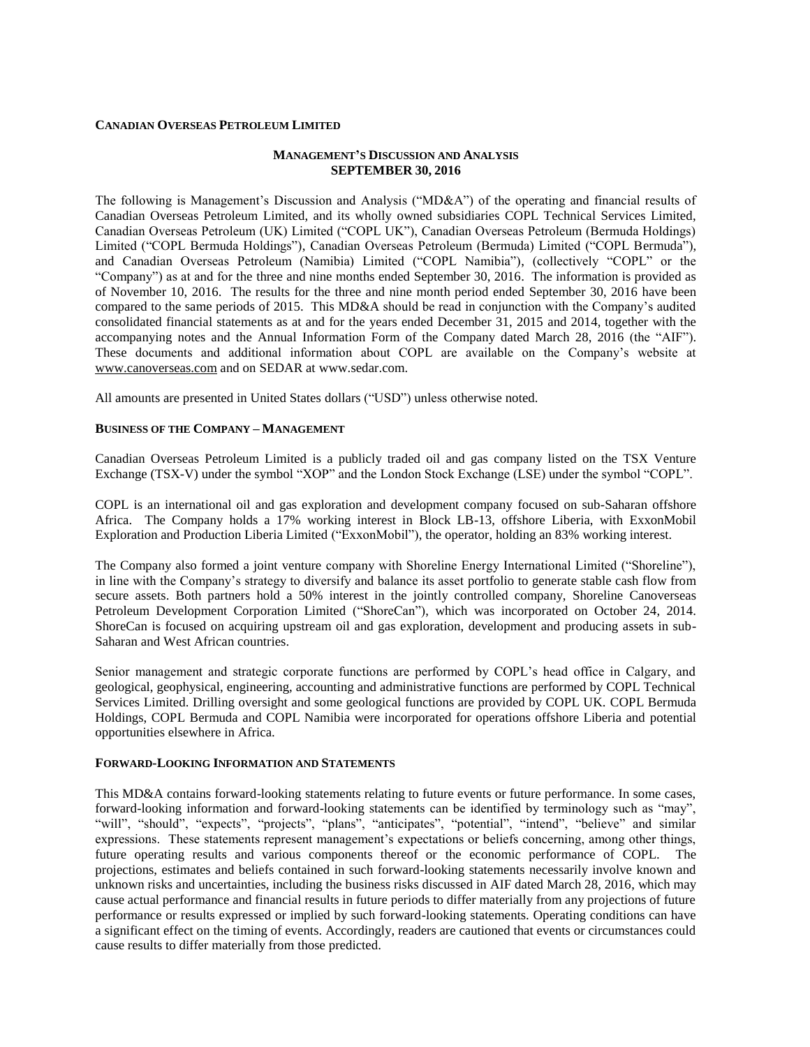**CANADIAN OVERSEAS PETROLEUM LIMITED**

## MANAGEMENT'S DISCUSSION AND ANALYSIS
## SEPTEMBER 30, 2016

The following is Management's Discussion and Analysis ("MD&A") of the operating and financial results of Canadian Overseas Petroleum Limited, and its wholly owned subsidiaries COPL Technical Services Limited, Canadian Overseas Petroleum (UK) Limited ("COPL UK"), Canadian Overseas Petroleum (Bermuda Holdings) Limited ("COPL Bermuda Holdings"), Canadian Overseas Petroleum (Bermuda) Limited ("COPL Bermuda"), and Canadian Overseas Petroleum (Namibia) Limited ("COPL Namibia"), (collectively "COPL" or the "Company") as at and for the three and nine months ended September 30, 2016. The information is provided as of November 10, 2016. The results for the three and nine month period ended September 30, 2016 have been compared to the same periods of 2015. This MD&A should be read in conjunction with the Company's audited consolidated financial statements as at and for the years ended December 31, 2015 and 2014, together with the accompanying notes and the Annual Information Form of the Company dated March 28, 2016 (the "AIF"). These documents and additional information about COPL are available on the Company's website at www.canoverseas.com and on SEDAR at www.sedar.com.

All amounts are presented in United States dollars ("USD") unless otherwise noted.

### BUSINESS OF THE COMPANY – MANAGEMENT

Canadian Overseas Petroleum Limited is a publicly traded oil and gas company listed on the TSX Venture Exchange (TSX-V) under the symbol "XOP" and the London Stock Exchange (LSE) under the symbol "COPL".

COPL is an international oil and gas exploration and development company focused on sub-Saharan offshore Africa. The Company holds a 17% working interest in Block LB-13, offshore Liberia, with ExxonMobil Exploration and Production Liberia Limited ("ExxonMobil"), the operator, holding an 83% working interest.

The Company also formed a joint venture company with Shoreline Energy International Limited ("Shoreline"), in line with the Company's strategy to diversify and balance its asset portfolio to generate stable cash flow from secure assets. Both partners hold a 50% interest in the jointly controlled company, Shoreline Canoverseas Petroleum Development Corporation Limited ("ShoreCan"), which was incorporated on October 24, 2014. ShoreCan is focused on acquiring upstream oil and gas exploration, development and producing assets in sub-Saharan and West African countries.

Senior management and strategic corporate functions are performed by COPL's head office in Calgary, and geological, geophysical, engineering, accounting and administrative functions are performed by COPL Technical Services Limited. Drilling oversight and some geological functions are provided by COPL UK. COPL Bermuda Holdings, COPL Bermuda and COPL Namibia were incorporated for operations offshore Liberia and potential opportunities elsewhere in Africa.

### FORWARD-LOOKING INFORMATION AND STATEMENTS

This MD&A contains forward-looking statements relating to future events or future performance. In some cases, forward-looking information and forward-looking statements can be identified by terminology such as "may", "will", "should", "expects", "projects", "plans", "anticipates", "potential", "intend", "believe" and similar expressions. These statements represent management's expectations or beliefs concerning, among other things, future operating results and various components thereof or the economic performance of COPL. The projections, estimates and beliefs contained in such forward-looking statements necessarily involve known and unknown risks and uncertainties, including the business risks discussed in AIF dated March 28, 2016, which may cause actual performance and financial results in future periods to differ materially from any projections of future performance or results expressed or implied by such forward-looking statements. Operating conditions can have a significant effect on the timing of events. Accordingly, readers are cautioned that events or circumstances could cause results to differ materially from those predicted.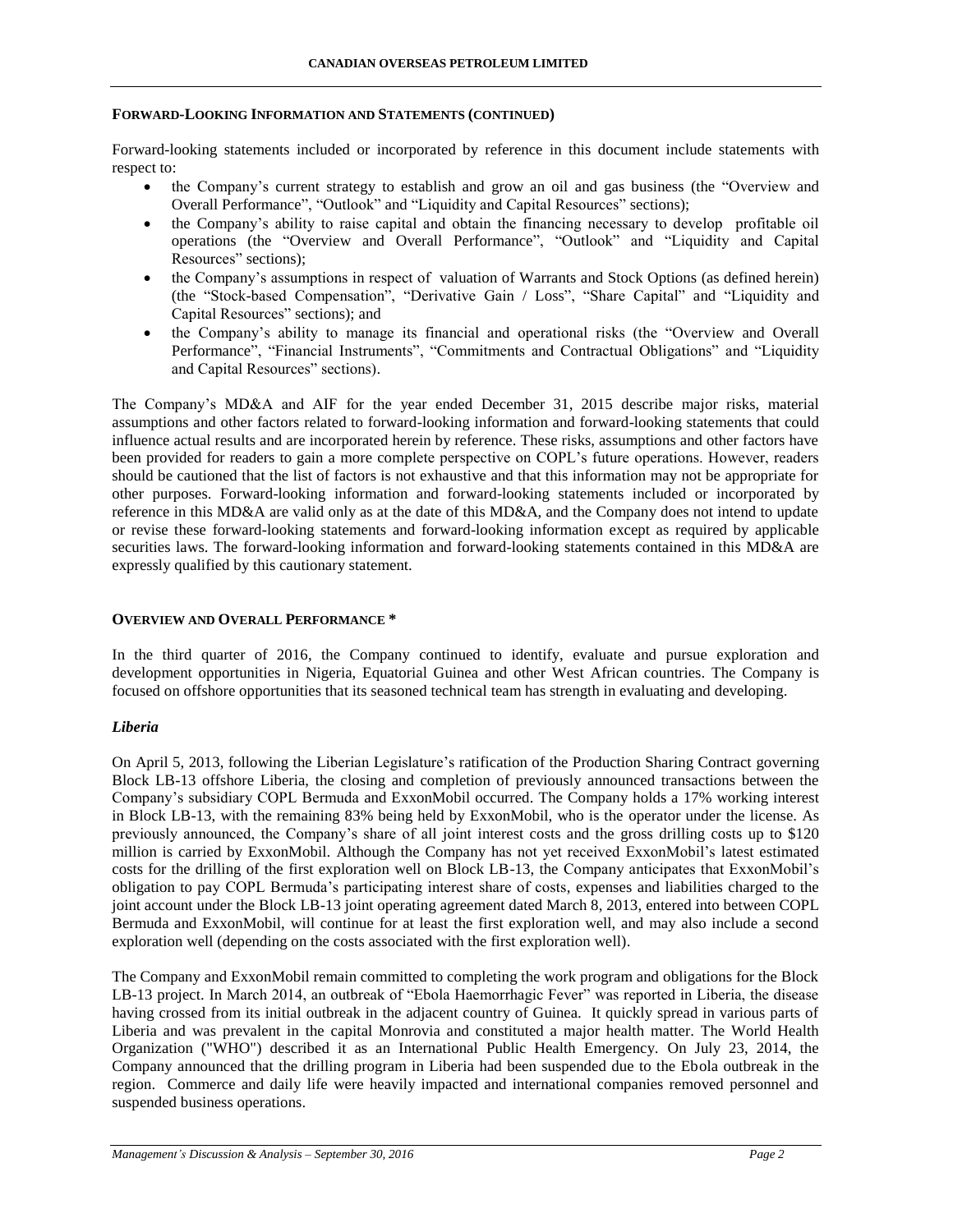### FORWARD-LOOKING INFORMATION AND STATEMENTS (CONTINUED)

Forward-looking statements included or incorporated by reference in this document include statements with respect to:

- the Company's current strategy to establish and grow an oil and gas business (the "Overview and Overall Performance", "Outlook" and "Liquidity and Capital Resources" sections);
- the Company's ability to raise capital and obtain the financing necessary to develop profitable oil operations (the "Overview and Overall Performance", "Outlook" and "Liquidity and Capital Resources" sections);
- the Company's assumptions in respect of valuation of Warrants and Stock Options (as defined herein) (the "Stock-based Compensation", "Derivative Gain / Loss", "Share Capital" and "Liquidity and Capital Resources" sections); and
- the Company's ability to manage its financial and operational risks (the "Overview and Overall Performance", "Financial Instruments", "Commitments and Contractual Obligations" and "Liquidity and Capital Resources" sections).

The Company's MD&A and AIF for the year ended December 31, 2015 describe major risks, material assumptions and other factors related to forward-looking information and forward-looking statements that could influence actual results and are incorporated herein by reference. These risks, assumptions and other factors have been provided for readers to gain a more complete perspective on COPL's future operations. However, readers should be cautioned that the list of factors is not exhaustive and that this information may not be appropriate for other purposes. Forward-looking information and forward-looking statements included or incorporated by reference in this MD&A are valid only as at the date of this MD&A, and the Company does not intend to update or revise these forward-looking statements and forward-looking information except as required by applicable securities laws. The forward-looking information and forward-looking statements contained in this MD&A are expressly qualified by this cautionary statement.

### OVERVIEW AND OVERALL PERFORMANCE *

In the third quarter of 2016, the Company continued to identify, evaluate and pursue exploration and development opportunities in Nigeria, Equatorial Guinea and other West African countries. The Company is focused on offshore opportunities that its seasoned technical team has strength in evaluating and developing.

#### *Liberia*

On April 5, 2013, following the Liberian Legislature's ratification of the Production Sharing Contract governing Block LB-13 offshore Liberia, the closing and completion of previously announced transactions between the Company's subsidiary COPL Bermuda and ExxonMobil occurred. The Company holds a 17% working interest in Block LB-13, with the remaining 83% being held by ExxonMobil, who is the operator under the license. As previously announced, the Company's share of all joint interest costs and the gross drilling costs up to \$120 million is carried by ExxonMobil. Although the Company has not yet received ExxonMobil's latest estimated costs for the drilling of the first exploration well on Block LB-13, the Company anticipates that ExxonMobil's obligation to pay COPL Bermuda's participating interest share of costs, expenses and liabilities charged to the joint account under the Block LB-13 joint operating agreement dated March 8, 2013, entered into between COPL Bermuda and ExxonMobil, will continue for at least the first exploration well, and may also include a second exploration well (depending on the costs associated with the first exploration well).

The Company and ExxonMobil remain committed to completing the work program and obligations for the Block LB-13 project. In March 2014, an outbreak of "Ebola Haemorrhagic Fever" was reported in Liberia, the disease having crossed from its initial outbreak in the adjacent country of Guinea. It quickly spread in various parts of Liberia and was prevalent in the capital Monrovia and constituted a major health matter. The World Health Organization ("WHO") described it as an International Public Health Emergency. On July 23, 2014, the Company announced that the drilling program in Liberia had been suspended due to the Ebola outbreak in the region. Commerce and daily life were heavily impacted and international companies removed personnel and suspended business operations.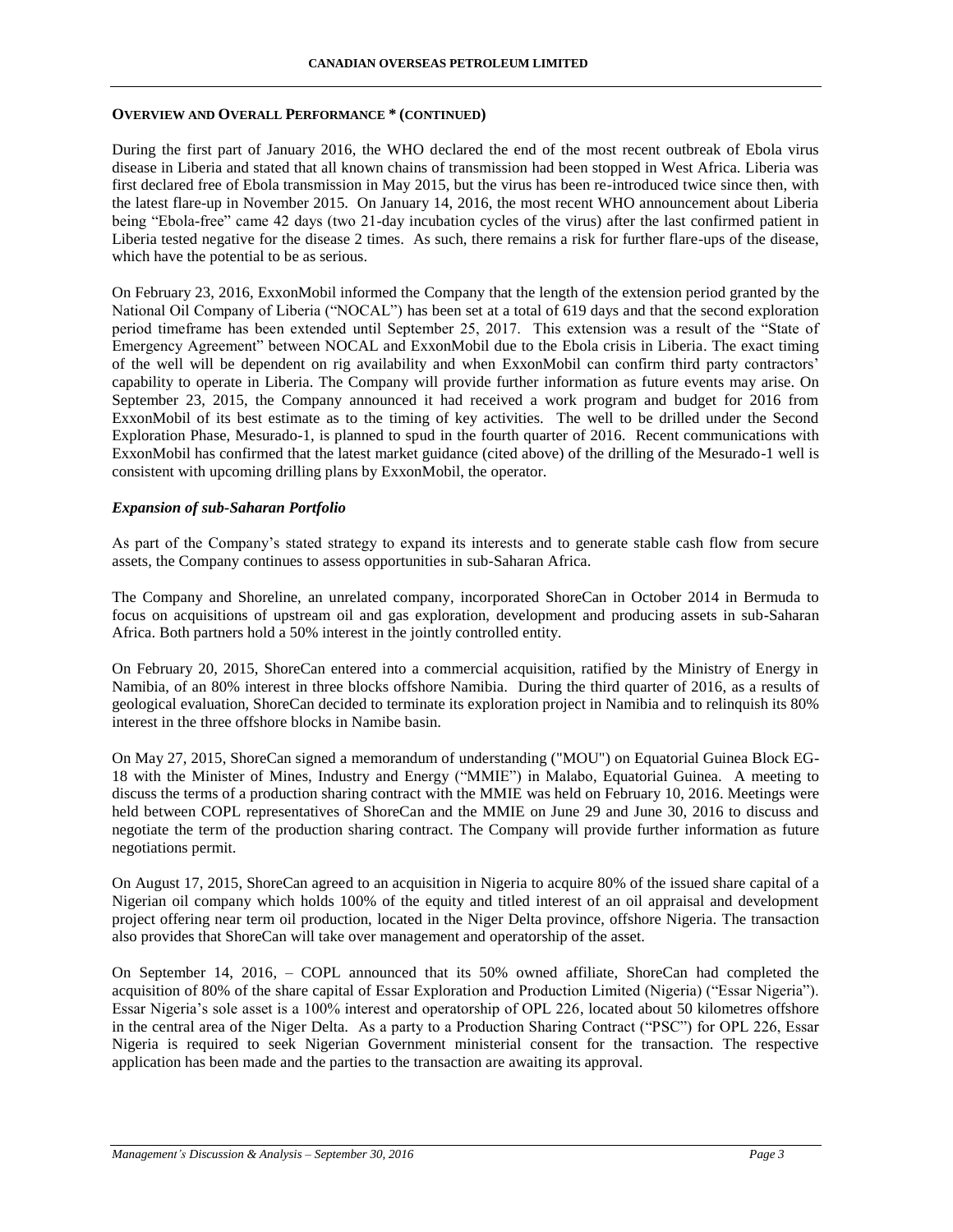**OVERVIEW AND OVERALL PERFORMANCE * (CONTINUED)**

During the first part of January 2016, the WHO declared the end of the most recent outbreak of Ebola virus disease in Liberia and stated that all known chains of transmission had been stopped in West Africa. Liberia was first declared free of Ebola transmission in May 2015, but the virus has been re-introduced twice since then, with the latest flare-up in November 2015. On January 14, 2016, the most recent WHO announcement about Liberia being "Ebola-free" came 42 days (two 21-day incubation cycles of the virus) after the last confirmed patient in Liberia tested negative for the disease 2 times. As such, there remains a risk for further flare-ups of the disease, which have the potential to be as serious.

On February 23, 2016, ExxonMobil informed the Company that the length of the extension period granted by the National Oil Company of Liberia ("NOCAL") has been set at a total of 619 days and that the second exploration period timeframe has been extended until September 25, 2017. This extension was a result of the "State of Emergency Agreement" between NOCAL and ExxonMobil due to the Ebola crisis in Liberia. The exact timing of the well will be dependent on rig availability and when ExxonMobil can confirm third party contractors' capability to operate in Liberia. The Company will provide further information as future events may arise. On September 23, 2015, the Company announced it had received a work program and budget for 2016 from ExxonMobil of its best estimate as to the timing of key activities. The well to be drilled under the Second Exploration Phase, Mesurado-1, is planned to spud in the fourth quarter of 2016. Recent communications with ExxonMobil has confirmed that the latest market guidance (cited above) of the drilling of the Mesurado-1 well is consistent with upcoming drilling plans by ExxonMobil, the operator.

***Expansion of sub-Saharan Portfolio***

As part of the Company's stated strategy to expand its interests and to generate stable cash flow from secure assets, the Company continues to assess opportunities in sub-Saharan Africa.

The Company and Shoreline, an unrelated company, incorporated ShoreCan in October 2014 in Bermuda to focus on acquisitions of upstream oil and gas exploration, development and producing assets in sub-Saharan Africa. Both partners hold a 50% interest in the jointly controlled entity.

On February 20, 2015, ShoreCan entered into a commercial acquisition, ratified by the Ministry of Energy in Namibia, of an 80% interest in three blocks offshore Namibia. During the third quarter of 2016, as a results of geological evaluation, ShoreCan decided to terminate its exploration project in Namibia and to relinquish its 80% interest in the three offshore blocks in Namibe basin.

On May 27, 2015, ShoreCan signed a memorandum of understanding ("MOU") on Equatorial Guinea Block EG-18 with the Minister of Mines, Industry and Energy ("MMIE") in Malabo, Equatorial Guinea. A meeting to discuss the terms of a production sharing contract with the MMIE was held on February 10, 2016. Meetings were held between COPL representatives of ShoreCan and the MMIE on June 29 and June 30, 2016 to discuss and negotiate the term of the production sharing contract. The Company will provide further information as future negotiations permit.

On August 17, 2015, ShoreCan agreed to an acquisition in Nigeria to acquire 80% of the issued share capital of a Nigerian oil company which holds 100% of the equity and titled interest of an oil appraisal and development project offering near term oil production, located in the Niger Delta province, offshore Nigeria. The transaction also provides that ShoreCan will take over management and operatorship of the asset.

On September 14, 2016, – COPL announced that its 50% owned affiliate, ShoreCan had completed the acquisition of 80% of the share capital of Essar Exploration and Production Limited (Nigeria) ("Essar Nigeria"). Essar Nigeria's sole asset is a 100% interest and operatorship of OPL 226, located about 50 kilometres offshore in the central area of the Niger Delta. As a party to a Production Sharing Contract ("PSC") for OPL 226, Essar Nigeria is required to seek Nigerian Government ministerial consent for the transaction. The respective application has been made and the parties to the transaction are awaiting its approval.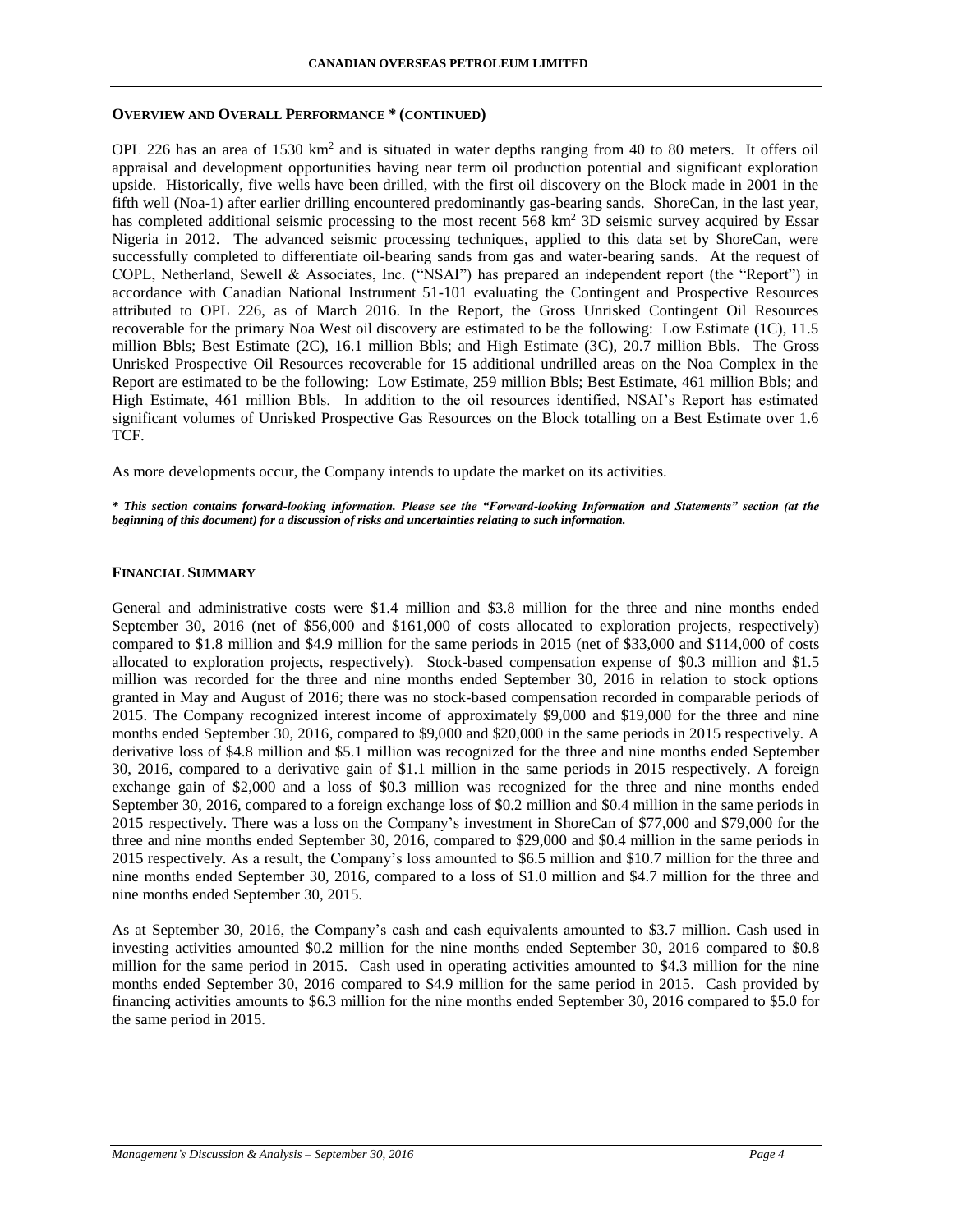## Overview and Overall Performance * (continued)

OPL 226 has an area of 1530 km$^2$ and is situated in water depths ranging from 40 to 80 meters. It offers oil appraisal and development opportunities having near term oil production potential and significant exploration upside. Historically, five wells have been drilled, with the first oil discovery on the Block made in 2001 in the fifth well (Noa-1) after earlier drilling encountered predominantly gas-bearing sands. ShoreCan, in the last year, has completed additional seismic processing to the most recent 568 km$^2$ 3D seismic survey acquired by Essar Nigeria in 2012. The advanced seismic processing techniques, applied to this data set by ShoreCan, were successfully completed to differentiate oil-bearing sands from gas and water-bearing sands. At the request of COPL, Netherland, Sewell & Associates, Inc. ("NSAI") has prepared an independent report (the "Report") in accordance with Canadian National Instrument 51-101 evaluating the Contingent and Prospective Resources attributed to OPL 226, as of March 2016. In the Report, the Gross Unrisked Contingent Oil Resources recoverable for the primary Noa West oil discovery are estimated to be the following: Low Estimate (1C), 11.5 million Bbls; Best Estimate (2C), 16.1 million Bbls; and High Estimate (3C), 20.7 million Bbls. The Gross Unrisked Prospective Oil Resources recoverable for 15 additional undrilled areas on the Noa Complex in the Report are estimated to be the following: Low Estimate, 259 million Bbls; Best Estimate, 461 million Bbls; and High Estimate, 461 million Bbls. In addition to the oil resources identified, NSAI's Report has estimated significant volumes of Unrisked Prospective Gas Resources on the Block totalling on a Best Estimate over 1.6 TCF.

As more developments occur, the Company intends to update the market on its activities.

***\* This section contains forward-looking information. Please see the "Forward-looking Information and Statements" section (at the beginning of this document) for a discussion of risks and uncertainties relating to such information.***

## Financial Summary

General and administrative costs were $1.4 million and $3.8 million for the three and nine months ended September 30, 2016 (net of $56,000 and $161,000 of costs allocated to exploration projects, respectively) compared to $1.8 million and $4.9 million for the same periods in 2015 (net of $33,000 and $114,000 of costs allocated to exploration projects, respectively). Stock-based compensation expense of $0.3 million and $1.5 million was recorded for the three and nine months ended September 30, 2016 in relation to stock options granted in May and August of 2016; there was no stock-based compensation recorded in comparable periods of 2015. The Company recognized interest income of approximately $9,000 and $19,000 for the three and nine months ended September 30, 2016, compared to $9,000 and $20,000 in the same periods in 2015 respectively. A derivative loss of $4.8 million and $5.1 million was recognized for the three and nine months ended September 30, 2016, compared to a derivative gain of $1.1 million in the same periods in 2015 respectively. A foreign exchange gain of $2,000 and a loss of $0.3 million was recognized for the three and nine months ended September 30, 2016, compared to a foreign exchange loss of $0.2 million and $0.4 million in the same periods in 2015 respectively. There was a loss on the Company's investment in ShoreCan of $77,000 and $79,000 for the three and nine months ended September 30, 2016, compared to $29,000 and $0.4 million in the same periods in 2015 respectively. As a result, the Company's loss amounted to $6.5 million and $10.7 million for the three and nine months ended September 30, 2016, compared to a loss of $1.0 million and $4.7 million for the three and nine months ended September 30, 2015.

As at September 30, 2016, the Company's cash and cash equivalents amounted to $3.7 million. Cash used in investing activities amounted $0.2 million for the nine months ended September 30, 2016 compared to $0.8 million for the same period in 2015. Cash used in operating activities amounted to $4.3 million for the nine months ended September 30, 2016 compared to $4.9 million for the same period in 2015. Cash provided by financing activities amounts to $6.3 million for the nine months ended September 30, 2016 compared to $5.0 for the same period in 2015.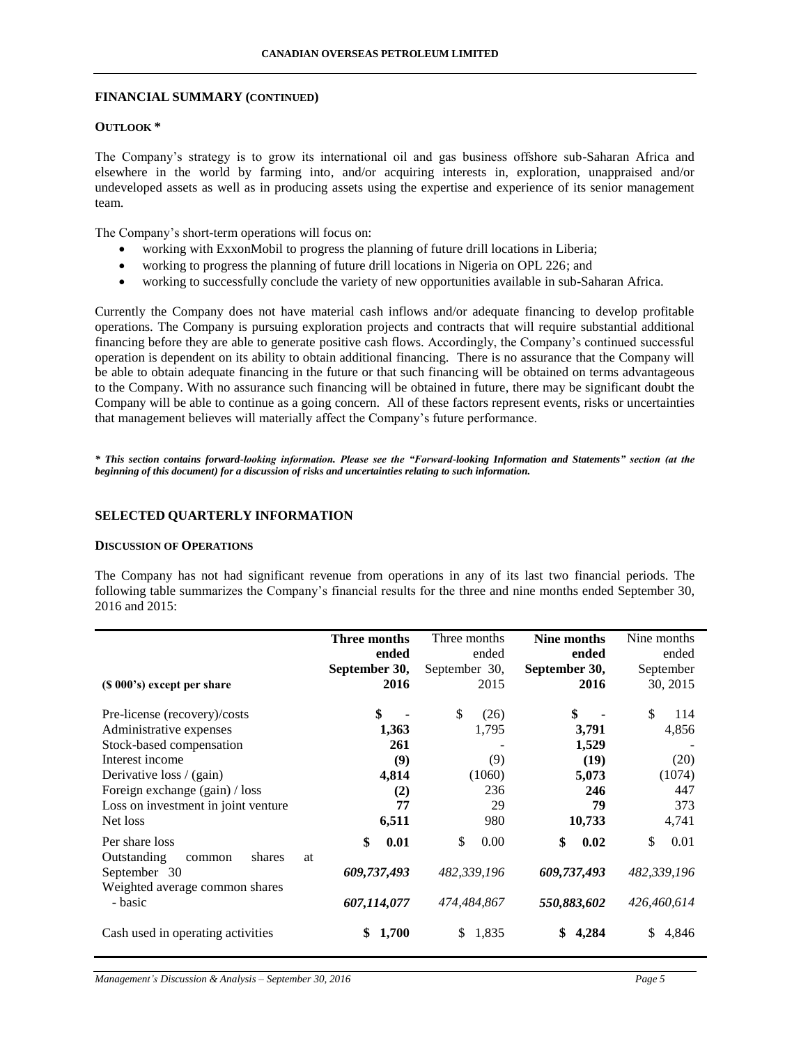## FINANCIAL SUMMARY (CONTINUED)

### OUTLOOK *

The Company's strategy is to grow its international oil and gas business offshore sub-Saharan Africa and elsewhere in the world by farming into, and/or acquiring interests in, exploration, unappraised and/or undeveloped assets as well as in producing assets using the expertise and experience of its senior management team.

The Company's short-term operations will focus on:

- working with ExxonMobil to progress the planning of future drill locations in Liberia;
- working to progress the planning of future drill locations in Nigeria on OPL 226; and
- working to successfully conclude the variety of new opportunities available in sub-Saharan Africa.

Currently the Company does not have material cash inflows and/or adequate financing to develop profitable operations. The Company is pursuing exploration projects and contracts that will require substantial additional financing before they are able to generate positive cash flows. Accordingly, the Company's continued successful operation is dependent on its ability to obtain additional financing. There is no assurance that the Company will be able to obtain adequate financing in the future or that such financing will be obtained on terms advantageous to the Company. With no assurance such financing will be obtained in future, there may be significant doubt the Company will be able to continue as a going concern. All of these factors represent events, risks or uncertainties that management believes will materially affect the Company's future performance.

***\* This section contains forward-looking information. Please see the "Forward-looking Information and Statements" section (at the beginning of this document) for a discussion of risks and uncertainties relating to such information.***

## SELECTED QUARTERLY INFORMATION

### DISCUSSION OF OPERATIONS

The Company has not had significant revenue from operations in any of its last two financial periods. The following table summarizes the Company's financial results for the three and nine months ended September 30, 2016 and 2015:

| ($ 000's) except per share | **Three months ended September 30, 2016** | Three months ended September 30, 2015 | **Nine months ended September 30, 2016** | Nine months ended September 30, 2015 |
|---|---|---|---|---|
| Pre-license (recovery)/costs | **$ -** | $ (26) | **$ -** | $ 114 |
| Administrative expenses | **1,363** | 1,795 | **3,791** | 4,856 |
| Stock-based compensation | **261** | - | **1,529** | - |
| Interest income | **(9)** | (9) | **(19)** | (20) |
| Derivative loss / (gain) | **4,814** | (1060) | **5,073** | (1074) |
| Foreign exchange (gain) / loss | **(2)** | 236 | **246** | 447 |
| Loss on investment in joint venture | **77** | 29 | **79** | 373 |
| Net loss | **6,511** | 980 | **10,733** | 4,741 |
| Per share loss | **$ 0.01** | $ 0.00 | **$ 0.02** | $ 0.01 |
| Outstanding common shares at September 30 | ***609,737,493*** | *482,339,196* | ***609,737,493*** | *482,339,196* |
| Weighted average common shares - basic | ***607,114,077*** | *474,484,867* | ***550,883,602*** | *426,460,614* |
| Cash used in operating activities | **$ 1,700** | $ 1,835 | **$ 4,284** | $ 4,846 |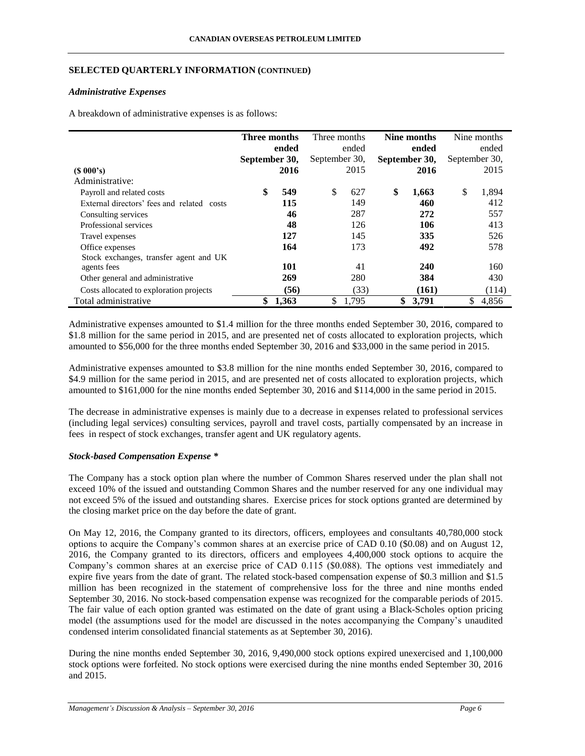## SELECTED QUARTERLY INFORMATION (CONTINUED)

### *Administrative Expenses*

A breakdown of administrative expenses is as follows:

| ($ 000's) | **Three months ended September 30, 2016** | Three months ended September 30, 2015 | **Nine months ended September 30, 2016** | Nine months ended September 30, 2015 |
|---|---|---|---|---|
| Administrative: | | | | |
| Payroll and related costs | **$ 549** | $ 627 | **$ 1,663** | $ 1,894 |
| External directors' fees and related costs | **115** | 149 | **460** | 412 |
| Consulting services | **46** | 287 | **272** | 557 |
| Professional services | **48** | 126 | **106** | 413 |
| Travel expenses | **127** | 145 | **335** | 526 |
| Office expenses | **164** | 173 | **492** | 578 |
| Stock exchanges, transfer agent and UK agents fees | **101** | 41 | **240** | 160 |
| Other general and administrative | **269** | 280 | **384** | 430 |
| Costs allocated to exploration projects | **(56)** | (33) | **(161)** | (114) |
| Total administrative | **$ 1,363** | $ 1,795 | **$ 3,791** | $ 4,856 |

Administrative expenses amounted to $1.4 million for the three months ended September 30, 2016, compared to $1.8 million for the same period in 2015, and are presented net of costs allocated to exploration projects, which amounted to $56,000 for the three months ended September 30, 2016 and $33,000 in the same period in 2015.

Administrative expenses amounted to $3.8 million for the nine months ended September 30, 2016, compared to $4.9 million for the same period in 2015, and are presented net of costs allocated to exploration projects, which amounted to $161,000 for the nine months ended September 30, 2016 and $114,000 in the same period in 2015.

The decrease in administrative expenses is mainly due to a decrease in expenses related to professional services (including legal services) consulting services, payroll and travel costs, partially compensated by an increase in fees in respect of stock exchanges, transfer agent and UK regulatory agents.

### *Stock-based Compensation Expense **

The Company has a stock option plan where the number of Common Shares reserved under the plan shall not exceed 10% of the issued and outstanding Common Shares and the number reserved for any one individual may not exceed 5% of the issued and outstanding shares. Exercise prices for stock options granted are determined by the closing market price on the day before the date of grant.

On May 12, 2016, the Company granted to its directors, officers, employees and consultants 40,780,000 stock options to acquire the Company's common shares at an exercise price of CAD 0.10 ($0.08) and on August 12, 2016, the Company granted to its directors, officers and employees 4,400,000 stock options to acquire the Company's common shares at an exercise price of CAD 0.115 ($0.088). The options vest immediately and expire five years from the date of grant. The related stock-based compensation expense of $0.3 million and $1.5 million has been recognized in the statement of comprehensive loss for the three and nine months ended September 30, 2016. No stock-based compensation expense was recognized for the comparable periods of 2015. The fair value of each option granted was estimated on the date of grant using a Black-Scholes option pricing model (the assumptions used for the model are discussed in the notes accompanying the Company's unaudited condensed interim consolidated financial statements as at September 30, 2016).

During the nine months ended September 30, 2016, 9,490,000 stock options expired unexercised and 1,100,000 stock options were forfeited. No stock options were exercised during the nine months ended September 30, 2016 and 2015.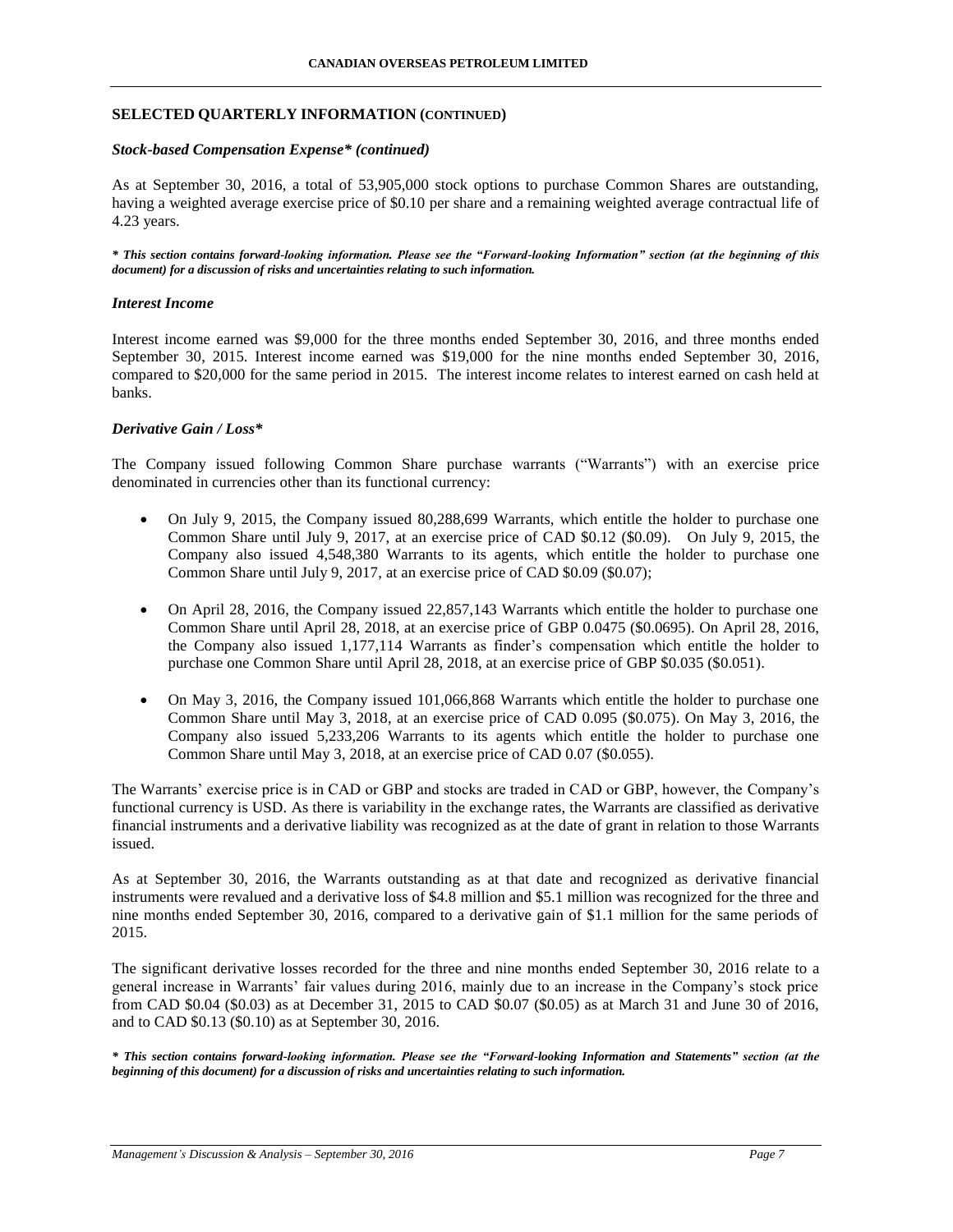## SELECTED QUARTERLY INFORMATION (CONTINUED)

### *Stock-based Compensation Expense\* (continued)*

As at September 30, 2016, a total of 53,905,000 stock options to purchase Common Shares are outstanding, having a weighted average exercise price of $0.10 per share and a remaining weighted average contractual life of 4.23 years.

***\* This section contains forward-looking information. Please see the "Forward-looking Information" section (at the beginning of this document) for a discussion of risks and uncertainties relating to such information.***

### *Interest Income*

Interest income earned was $9,000 for the three months ended September 30, 2016, and three months ended September 30, 2015. Interest income earned was $19,000 for the nine months ended September 30, 2016, compared to $20,000 for the same period in 2015. The interest income relates to interest earned on cash held at banks.

### *Derivative Gain / Loss\**

The Company issued following Common Share purchase warrants ("Warrants") with an exercise price denominated in currencies other than its functional currency:

- On July 9, 2015, the Company issued 80,288,699 Warrants, which entitle the holder to purchase one Common Share until July 9, 2017, at an exercise price of CAD $0.12 ($0.09). On July 9, 2015, the Company also issued 4,548,380 Warrants to its agents, which entitle the holder to purchase one Common Share until July 9, 2017, at an exercise price of CAD $0.09 ($0.07);
- On April 28, 2016, the Company issued 22,857,143 Warrants which entitle the holder to purchase one Common Share until April 28, 2018, at an exercise price of GBP 0.0475 ($0.0695). On April 28, 2016, the Company also issued 1,177,114 Warrants as finder's compensation which entitle the holder to purchase one Common Share until April 28, 2018, at an exercise price of GBP $0.035 ($0.051).
- On May 3, 2016, the Company issued 101,066,868 Warrants which entitle the holder to purchase one Common Share until May 3, 2018, at an exercise price of CAD 0.095 ($0.075). On May 3, 2016, the Company also issued 5,233,206 Warrants to its agents which entitle the holder to purchase one Common Share until May 3, 2018, at an exercise price of CAD 0.07 ($0.055).

The Warrants' exercise price is in CAD or GBP and stocks are traded in CAD or GBP, however, the Company's functional currency is USD. As there is variability in the exchange rates, the Warrants are classified as derivative financial instruments and a derivative liability was recognized as at the date of grant in relation to those Warrants issued.

As at September 30, 2016, the Warrants outstanding as at that date and recognized as derivative financial instruments were revalued and a derivative loss of $4.8 million and $5.1 million was recognized for the three and nine months ended September 30, 2016, compared to a derivative gain of $1.1 million for the same periods of 2015.

The significant derivative losses recorded for the three and nine months ended September 30, 2016 relate to a general increase in Warrants' fair values during 2016, mainly due to an increase in the Company's stock price from CAD $0.04 ($0.03) as at December 31, 2015 to CAD $0.07 ($0.05) as at March 31 and June 30 of 2016, and to CAD $0.13 ($0.10) as at September 30, 2016.

***\* This section contains forward-looking information. Please see the "Forward-looking Information and Statements" section (at the beginning of this document) for a discussion of risks and uncertainties relating to such information.***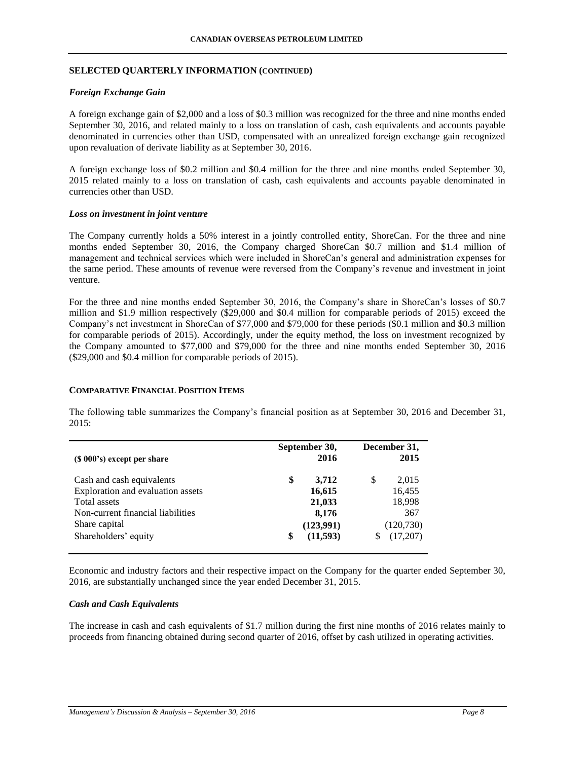## SELECTED QUARTERLY INFORMATION (CONTINUED)

### *Foreign Exchange Gain*

A foreign exchange gain of $2,000 and a loss of $0.3 million was recognized for the three and nine months ended September 30, 2016, and related mainly to a loss on translation of cash, cash equivalents and accounts payable denominated in currencies other than USD, compensated with an unrealized foreign exchange gain recognized upon revaluation of derivate liability as at September 30, 2016.

A foreign exchange loss of $0.2 million and $0.4 million for the three and nine months ended September 30, 2015 related mainly to a loss on translation of cash, cash equivalents and accounts payable denominated in currencies other than USD.

### *Loss on investment in joint venture*

The Company currently holds a 50% interest in a jointly controlled entity, ShoreCan. For the three and nine months ended September 30, 2016, the Company charged ShoreCan $0.7 million and $1.4 million of management and technical services which were included in ShoreCan's general and administration expenses for the same period. These amounts of revenue were reversed from the Company's revenue and investment in joint venture.

For the three and nine months ended September 30, 2016, the Company's share in ShoreCan's losses of $0.7 million and $1.9 million respectively ($29,000 and $0.4 million for comparable periods of 2015) exceed the Company's net investment in ShoreCan of $77,000 and $79,000 for these periods ($0.1 million and $0.3 million for comparable periods of 2015). Accordingly, under the equity method, the loss on investment recognized by the Company amounted to $77,000 and $79,000 for the three and nine months ended September 30, 2016 ($29,000 and $0.4 million for comparable periods of 2015).

## COMPARATIVE FINANCIAL POSITION ITEMS

The following table summarizes the Company's financial position as at September 30, 2016 and December 31, 2015:

| ($ 000's) except per share | September 30, 2016 | December 31, 2015 |
|---|---|---|
| Cash and cash equivalents | **$ 3,712** | $ 2,015 |
| Exploration and evaluation assets | **16,615** | 16,455 |
| Total assets | **21,033** | 18,998 |
| Non-current financial liabilities | **8,176** | 367 |
| Share capital | **(123,991)** | (120,730) |
| Shareholders' equity | **$ (11,593)** | $ (17,207) |

Economic and industry factors and their respective impact on the Company for the quarter ended September 30, 2016, are substantially unchanged since the year ended December 31, 2015.

### *Cash and Cash Equivalents*

The increase in cash and cash equivalents of $1.7 million during the first nine months of 2016 relates mainly to proceeds from financing obtained during second quarter of 2016, offset by cash utilized in operating activities.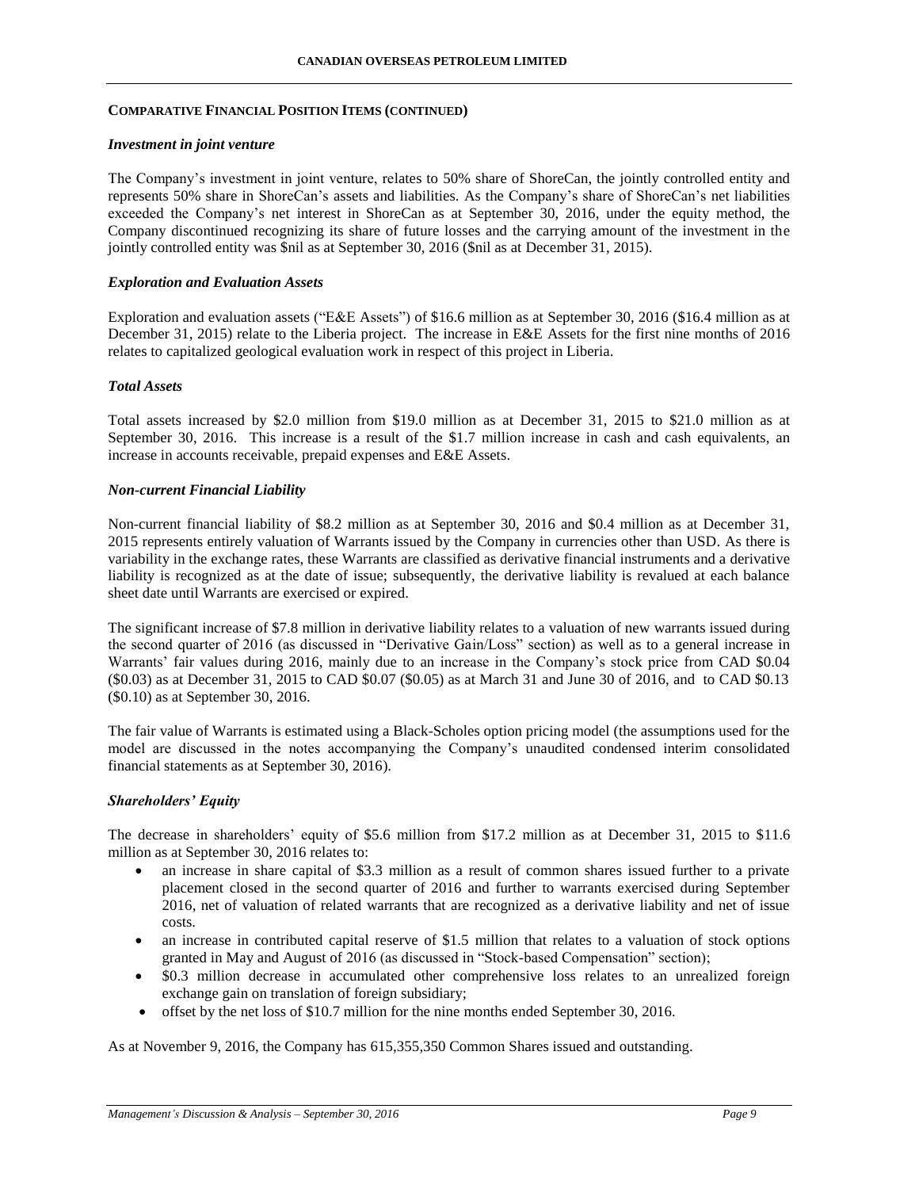## COMPARATIVE FINANCIAL POSITION ITEMS (CONTINUED)

### *Investment in joint venture*

The Company's investment in joint venture, relates to 50% share of ShoreCan, the jointly controlled entity and represents 50% share in ShoreCan's assets and liabilities. As the Company's share of ShoreCan's net liabilities exceeded the Company's net interest in ShoreCan as at September 30, 2016, under the equity method, the Company discontinued recognizing its share of future losses and the carrying amount of the investment in the jointly controlled entity was $nil as at September 30, 2016 ($nil as at December 31, 2015).

### *Exploration and Evaluation Assets*

Exploration and evaluation assets ("E&E Assets") of $16.6 million as at September 30, 2016 ($16.4 million as at December 31, 2015) relate to the Liberia project. The increase in E&E Assets for the first nine months of 2016 relates to capitalized geological evaluation work in respect of this project in Liberia.

### *Total Assets*

Total assets increased by $2.0 million from $19.0 million as at December 31, 2015 to $21.0 million as at September 30, 2016. This increase is a result of the $1.7 million increase in cash and cash equivalents, an increase in accounts receivable, prepaid expenses and E&E Assets.

### *Non-current Financial Liability*

Non-current financial liability of $8.2 million as at September 30, 2016 and $0.4 million as at December 31, 2015 represents entirely valuation of Warrants issued by the Company in currencies other than USD. As there is variability in the exchange rates, these Warrants are classified as derivative financial instruments and a derivative liability is recognized as at the date of issue; subsequently, the derivative liability is revalued at each balance sheet date until Warrants are exercised or expired.

The significant increase of $7.8 million in derivative liability relates to a valuation of new warrants issued during the second quarter of 2016 (as discussed in "Derivative Gain/Loss" section) as well as to a general increase in Warrants' fair values during 2016, mainly due to an increase in the Company's stock price from CAD $0.04 ($0.03) as at December 31, 2015 to CAD $0.07 ($0.05) as at March 31 and June 30 of 2016, and to CAD $0.13 ($0.10) as at September 30, 2016.

The fair value of Warrants is estimated using a Black-Scholes option pricing model (the assumptions used for the model are discussed in the notes accompanying the Company's unaudited condensed interim consolidated financial statements as at September 30, 2016).

### *Shareholders' Equity*

The decrease in shareholders' equity of $5.6 million from $17.2 million as at December 31, 2015 to $11.6 million as at September 30, 2016 relates to:

- an increase in share capital of $3.3 million as a result of common shares issued further to a private placement closed in the second quarter of 2016 and further to warrants exercised during September 2016, net of valuation of related warrants that are recognized as a derivative liability and net of issue costs.
- an increase in contributed capital reserve of $1.5 million that relates to a valuation of stock options granted in May and August of 2016 (as discussed in "Stock-based Compensation" section);
- $0.3 million decrease in accumulated other comprehensive loss relates to an unrealized foreign exchange gain on translation of foreign subsidiary;
- offset by the net loss of $10.7 million for the nine months ended September 30, 2016.

As at November 9, 2016, the Company has 615,355,350 Common Shares issued and outstanding.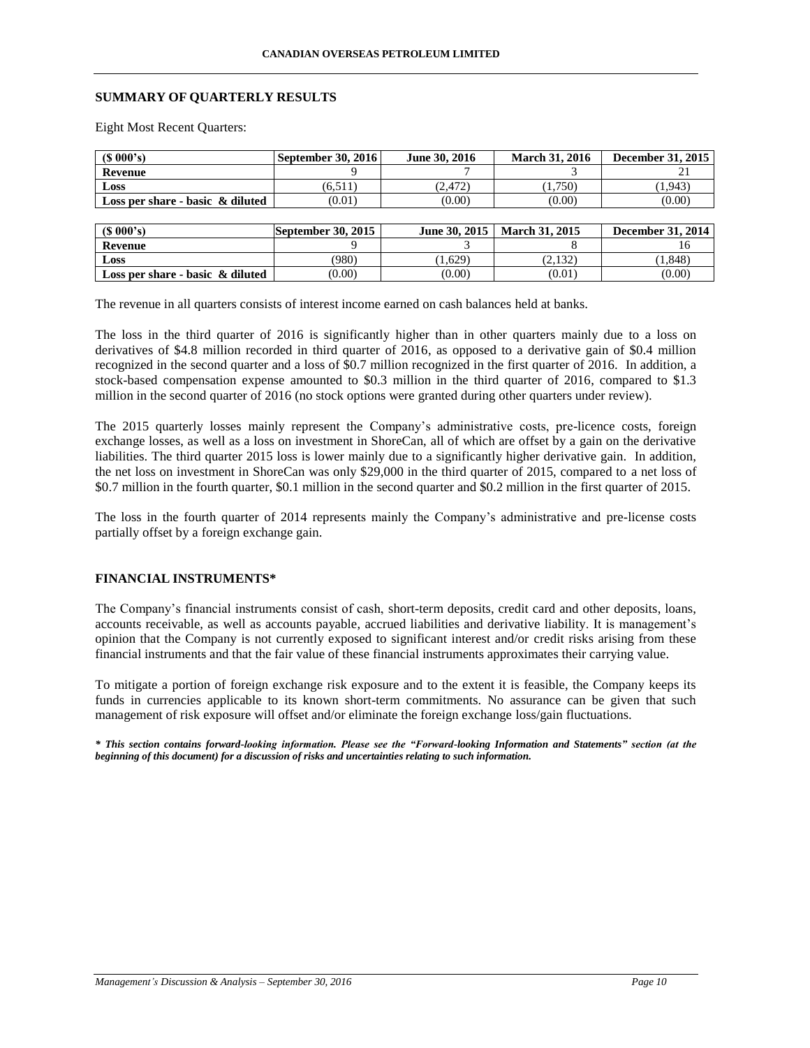## SUMMARY OF QUARTERLY RESULTS

Eight Most Recent Quarters:

| ($ 000's) | September 30, 2016 | June 30, 2016 | March 31, 2016 | December 31, 2015 |
|---|---|---|---|---|
| **Revenue** | 9 | 7 | 3 | 21 |
| **Loss** | (6,511) | (2,472) | (1,750) | (1,943) |
| **Loss per share - basic & diluted** | (0.01) | (0.00) | (0.00) | (0.00) |

| ($ 000's) | September 30, 2015 | June 30, 2015 | March 31, 2015 | December 31, 2014 |
|---|---|---|---|---|
| **Revenue** | 9 | 3 | 8 | 16 |
| **Loss** | (980) | (1,629) | (2,132) | (1,848) |
| **Loss per share - basic & diluted** | (0.00) | (0.00) | (0.01) | (0.00) |

The revenue in all quarters consists of interest income earned on cash balances held at banks.

The loss in the third quarter of 2016 is significantly higher than in other quarters mainly due to a loss on derivatives of $4.8 million recorded in third quarter of 2016, as opposed to a derivative gain of $0.4 million recognized in the second quarter and a loss of $0.7 million recognized in the first quarter of 2016. In addition, a stock-based compensation expense amounted to $0.3 million in the third quarter of 2016, compared to $1.3 million in the second quarter of 2016 (no stock options were granted during other quarters under review).

The 2015 quarterly losses mainly represent the Company's administrative costs, pre-licence costs, foreign exchange losses, as well as a loss on investment in ShoreCan, all of which are offset by a gain on the derivative liabilities. The third quarter 2015 loss is lower mainly due to a significantly higher derivative gain. In addition, the net loss on investment in ShoreCan was only $29,000 in the third quarter of 2015, compared to a net loss of $0.7 million in the fourth quarter, $0.1 million in the second quarter and $0.2 million in the first quarter of 2015.

The loss in the fourth quarter of 2014 represents mainly the Company's administrative and pre-license costs partially offset by a foreign exchange gain.

## FINANCIAL INSTRUMENTS*

The Company's financial instruments consist of cash, short-term deposits, credit card and other deposits, loans, accounts receivable, as well as accounts payable, accrued liabilities and derivative liability. It is management's opinion that the Company is not currently exposed to significant interest and/or credit risks arising from these financial instruments and that the fair value of these financial instruments approximates their carrying value.

To mitigate a portion of foreign exchange risk exposure and to the extent it is feasible, the Company keeps its funds in currencies applicable to its known short-term commitments. No assurance can be given that such management of risk exposure will offset and/or eliminate the foreign exchange loss/gain fluctuations.

***\* This section contains forward-looking information. Please see the "Forward-looking Information and Statements" section (at the beginning of this document) for a discussion of risks and uncertainties relating to such information.***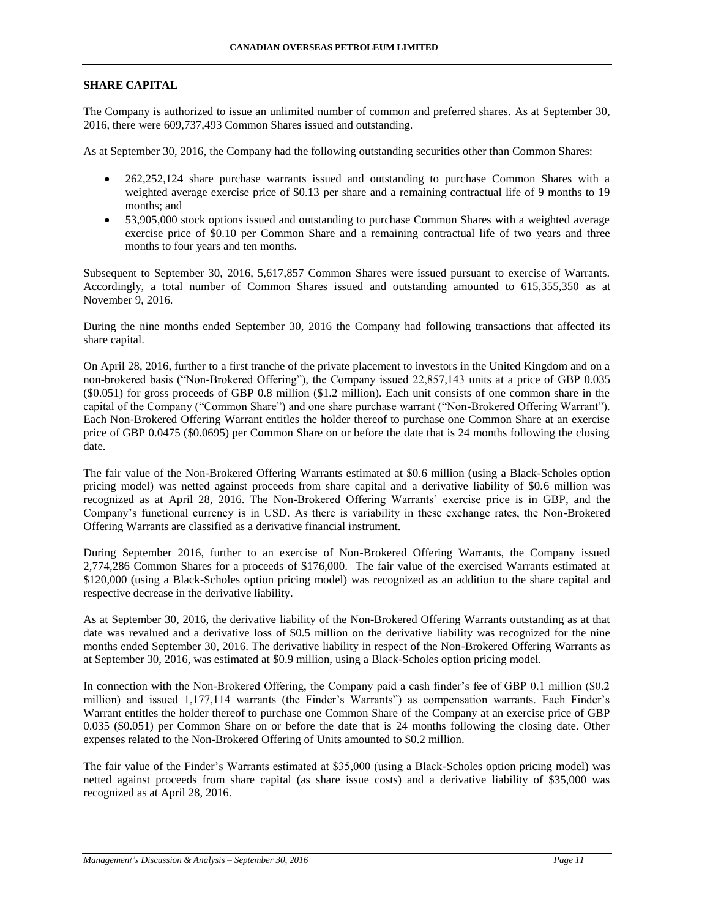## SHARE CAPITAL

The Company is authorized to issue an unlimited number of common and preferred shares. As at September 30, 2016, there were 609,737,493 Common Shares issued and outstanding.

As at September 30, 2016, the Company had the following outstanding securities other than Common Shares:

- 262,252,124 share purchase warrants issued and outstanding to purchase Common Shares with a weighted average exercise price of $0.13 per share and a remaining contractual life of 9 months to 19 months; and
- 53,905,000 stock options issued and outstanding to purchase Common Shares with a weighted average exercise price of $0.10 per Common Share and a remaining contractual life of two years and three months to four years and ten months.

Subsequent to September 30, 2016, 5,617,857 Common Shares were issued pursuant to exercise of Warrants. Accordingly, a total number of Common Shares issued and outstanding amounted to 615,355,350 as at November 9, 2016.

During the nine months ended September 30, 2016 the Company had following transactions that affected its share capital.

On April 28, 2016, further to a first tranche of the private placement to investors in the United Kingdom and on a non-brokered basis ("Non-Brokered Offering"), the Company issued 22,857,143 units at a price of GBP 0.035 ($0.051) for gross proceeds of GBP 0.8 million ($1.2 million). Each unit consists of one common share in the capital of the Company ("Common Share") and one share purchase warrant ("Non-Brokered Offering Warrant"). Each Non-Brokered Offering Warrant entitles the holder thereof to purchase one Common Share at an exercise price of GBP 0.0475 ($0.0695) per Common Share on or before the date that is 24 months following the closing date.

The fair value of the Non-Brokered Offering Warrants estimated at $0.6 million (using a Black-Scholes option pricing model) was netted against proceeds from share capital and a derivative liability of $0.6 million was recognized as at April 28, 2016. The Non-Brokered Offering Warrants' exercise price is in GBP, and the Company's functional currency is in USD. As there is variability in these exchange rates, the Non-Brokered Offering Warrants are classified as a derivative financial instrument.

During September 2016, further to an exercise of Non-Brokered Offering Warrants, the Company issued 2,774,286 Common Shares for a proceeds of $176,000. The fair value of the exercised Warrants estimated at $120,000 (using a Black-Scholes option pricing model) was recognized as an addition to the share capital and respective decrease in the derivative liability.

As at September 30, 2016, the derivative liability of the Non-Brokered Offering Warrants outstanding as at that date was revalued and a derivative loss of $0.5 million on the derivative liability was recognized for the nine months ended September 30, 2016. The derivative liability in respect of the Non-Brokered Offering Warrants as at September 30, 2016, was estimated at $0.9 million, using a Black-Scholes option pricing model.

In connection with the Non-Brokered Offering, the Company paid a cash finder's fee of GBP 0.1 million ($0.2 million) and issued 1,177,114 warrants (the Finder's Warrants") as compensation warrants. Each Finder's Warrant entitles the holder thereof to purchase one Common Share of the Company at an exercise price of GBP 0.035 ($0.051) per Common Share on or before the date that is 24 months following the closing date. Other expenses related to the Non-Brokered Offering of Units amounted to $0.2 million.

The fair value of the Finder's Warrants estimated at $35,000 (using a Black-Scholes option pricing model) was netted against proceeds from share capital (as share issue costs) and a derivative liability of $35,000 was recognized as at April 28, 2016.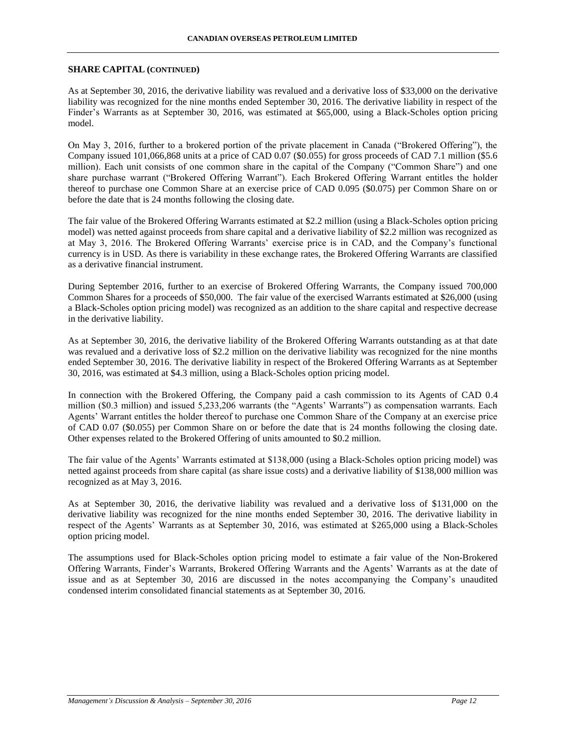## SHARE CAPITAL (CONTINUED)

As at September 30, 2016, the derivative liability was revalued and a derivative loss of $33,000 on the derivative liability was recognized for the nine months ended September 30, 2016. The derivative liability in respect of the Finder's Warrants as at September 30, 2016, was estimated at $65,000, using a Black-Scholes option pricing model.

On May 3, 2016, further to a brokered portion of the private placement in Canada ("Brokered Offering"), the Company issued 101,066,868 units at a price of CAD 0.07 ($0.055) for gross proceeds of CAD 7.1 million ($5.6 million). Each unit consists of one common share in the capital of the Company ("Common Share") and one share purchase warrant ("Brokered Offering Warrant"). Each Brokered Offering Warrant entitles the holder thereof to purchase one Common Share at an exercise price of CAD 0.095 ($0.075) per Common Share on or before the date that is 24 months following the closing date.

The fair value of the Brokered Offering Warrants estimated at $2.2 million (using a Black-Scholes option pricing model) was netted against proceeds from share capital and a derivative liability of $2.2 million was recognized as at May 3, 2016. The Brokered Offering Warrants' exercise price is in CAD, and the Company's functional currency is in USD. As there is variability in these exchange rates, the Brokered Offering Warrants are classified as a derivative financial instrument.

During September 2016, further to an exercise of Brokered Offering Warrants, the Company issued 700,000 Common Shares for a proceeds of $50,000. The fair value of the exercised Warrants estimated at $26,000 (using a Black-Scholes option pricing model) was recognized as an addition to the share capital and respective decrease in the derivative liability.

As at September 30, 2016, the derivative liability of the Brokered Offering Warrants outstanding as at that date was revalued and a derivative loss of $2.2 million on the derivative liability was recognized for the nine months ended September 30, 2016. The derivative liability in respect of the Brokered Offering Warrants as at September 30, 2016, was estimated at $4.3 million, using a Black-Scholes option pricing model.

In connection with the Brokered Offering, the Company paid a cash commission to its Agents of CAD 0.4 million ($0.3 million) and issued 5,233,206 warrants (the "Agents' Warrants") as compensation warrants. Each Agents' Warrant entitles the holder thereof to purchase one Common Share of the Company at an exercise price of CAD 0.07 ($0.055) per Common Share on or before the date that is 24 months following the closing date. Other expenses related to the Brokered Offering of units amounted to $0.2 million.

The fair value of the Agents' Warrants estimated at $138,000 (using a Black-Scholes option pricing model) was netted against proceeds from share capital (as share issue costs) and a derivative liability of $138,000 million was recognized as at May 3, 2016.

As at September 30, 2016, the derivative liability was revalued and a derivative loss of $131,000 on the derivative liability was recognized for the nine months ended September 30, 2016. The derivative liability in respect of the Agents' Warrants as at September 30, 2016, was estimated at $265,000 using a Black-Scholes option pricing model.

The assumptions used for Black-Scholes option pricing model to estimate a fair value of the Non-Brokered Offering Warrants, Finder's Warrants, Brokered Offering Warrants and the Agents' Warrants as at the date of issue and as at September 30, 2016 are discussed in the notes accompanying the Company's unaudited condensed interim consolidated financial statements as at September 30, 2016.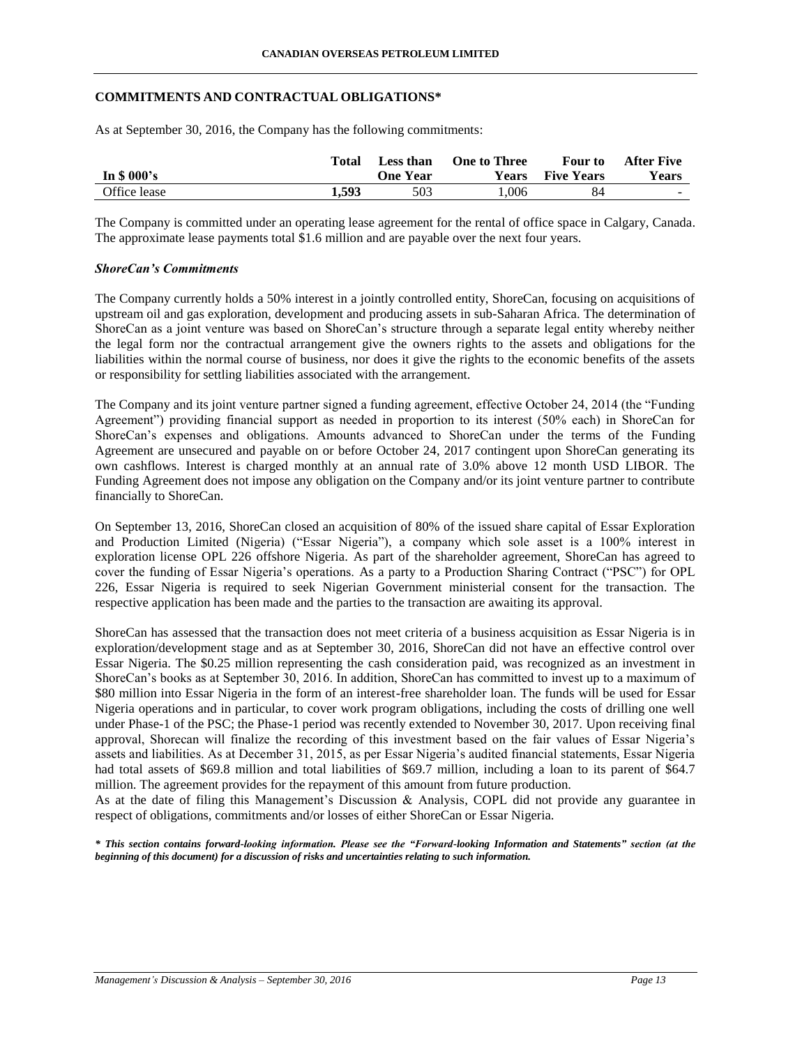## COMMITMENTS AND CONTRACTUAL OBLIGATIONS*

As at September 30, 2016, the Company has the following commitments:

| In $ 000's | Total | Less than One Year | One to Three Years | Four to Five Years | After Five Years |
|---|---|---|---|---|---|
| Office lease | **1,593** | 503 | 1,006 | 84 | - |

The Company is committed under an operating lease agreement for the rental of office space in Calgary, Canada. The approximate lease payments total $1.6 million and are payable over the next four years.

***ShoreCan's Commitments***

The Company currently holds a 50% interest in a jointly controlled entity, ShoreCan, focusing on acquisitions of upstream oil and gas exploration, development and producing assets in sub-Saharan Africa. The determination of ShoreCan as a joint venture was based on ShoreCan's structure through a separate legal entity whereby neither the legal form nor the contractual arrangement give the owners rights to the assets and obligations for the liabilities within the normal course of business, nor does it give the rights to the economic benefits of the assets or responsibility for settling liabilities associated with the arrangement.

The Company and its joint venture partner signed a funding agreement, effective October 24, 2014 (the "Funding Agreement") providing financial support as needed in proportion to its interest (50% each) in ShoreCan for ShoreCan's expenses and obligations. Amounts advanced to ShoreCan under the terms of the Funding Agreement are unsecured and payable on or before October 24, 2017 contingent upon ShoreCan generating its own cashflows. Interest is charged monthly at an annual rate of 3.0% above 12 month USD LIBOR. The Funding Agreement does not impose any obligation on the Company and/or its joint venture partner to contribute financially to ShoreCan.

On September 13, 2016, ShoreCan closed an acquisition of 80% of the issued share capital of Essar Exploration and Production Limited (Nigeria) ("Essar Nigeria"), a company which sole asset is a 100% interest in exploration license OPL 226 offshore Nigeria. As part of the shareholder agreement, ShoreCan has agreed to cover the funding of Essar Nigeria's operations. As a party to a Production Sharing Contract ("PSC") for OPL 226, Essar Nigeria is required to seek Nigerian Government ministerial consent for the transaction. The respective application has been made and the parties to the transaction are awaiting its approval.

ShoreCan has assessed that the transaction does not meet criteria of a business acquisition as Essar Nigeria is in exploration/development stage and as at September 30, 2016, ShoreCan did not have an effective control over Essar Nigeria. The $0.25 million representing the cash consideration paid, was recognized as an investment in ShoreCan's books as at September 30, 2016. In addition, ShoreCan has committed to invest up to a maximum of $80 million into Essar Nigeria in the form of an interest-free shareholder loan. The funds will be used for Essar Nigeria operations and in particular, to cover work program obligations, including the costs of drilling one well under Phase-1 of the PSC; the Phase-1 period was recently extended to November 30, 2017. Upon receiving final approval, Shorecan will finalize the recording of this investment based on the fair values of Essar Nigeria's assets and liabilities. As at December 31, 2015, as per Essar Nigeria's audited financial statements, Essar Nigeria had total assets of $69.8 million and total liabilities of $69.7 million, including a loan to its parent of $64.7 million. The agreement provides for the repayment of this amount from future production.

As at the date of filing this Management's Discussion & Analysis, COPL did not provide any guarantee in respect of obligations, commitments and/or losses of either ShoreCan or Essar Nigeria.

***\* This section contains forward-looking information. Please see the "Forward-looking Information and Statements" section (at the beginning of this document) for a discussion of risks and uncertainties relating to such information.***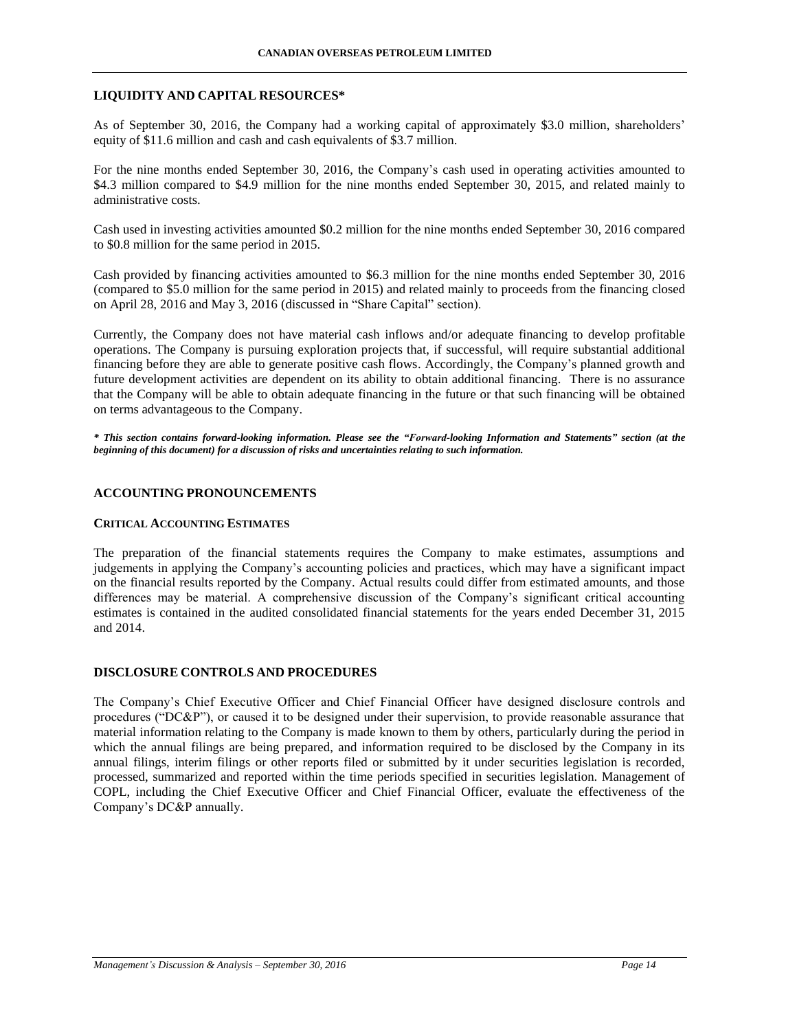## LIQUIDITY AND CAPITAL RESOURCES*

As of September 30, 2016, the Company had a working capital of approximately $3.0 million, shareholders' equity of $11.6 million and cash and cash equivalents of $3.7 million.

For the nine months ended September 30, 2016, the Company's cash used in operating activities amounted to $4.3 million compared to $4.9 million for the nine months ended September 30, 2015, and related mainly to administrative costs.

Cash used in investing activities amounted $0.2 million for the nine months ended September 30, 2016 compared to $0.8 million for the same period in 2015.

Cash provided by financing activities amounted to $6.3 million for the nine months ended September 30, 2016 (compared to $5.0 million for the same period in 2015) and related mainly to proceeds from the financing closed on April 28, 2016 and May 3, 2016 (discussed in "Share Capital" section).

Currently, the Company does not have material cash inflows and/or adequate financing to develop profitable operations. The Company is pursuing exploration projects that, if successful, will require substantial additional financing before they are able to generate positive cash flows. Accordingly, the Company's planned growth and future development activities are dependent on its ability to obtain additional financing. There is no assurance that the Company will be able to obtain adequate financing in the future or that such financing will be obtained on terms advantageous to the Company.

***\* This section contains forward-looking information. Please see the "Forward-looking Information and Statements" section (at the beginning of this document) for a discussion of risks and uncertainties relating to such information.***

## ACCOUNTING PRONOUNCEMENTS

### CRITICAL ACCOUNTING ESTIMATES

The preparation of the financial statements requires the Company to make estimates, assumptions and judgements in applying the Company's accounting policies and practices, which may have a significant impact on the financial results reported by the Company. Actual results could differ from estimated amounts, and those differences may be material. A comprehensive discussion of the Company's significant critical accounting estimates is contained in the audited consolidated financial statements for the years ended December 31, 2015 and 2014.

## DISCLOSURE CONTROLS AND PROCEDURES

The Company's Chief Executive Officer and Chief Financial Officer have designed disclosure controls and procedures ("DC&P"), or caused it to be designed under their supervision, to provide reasonable assurance that material information relating to the Company is made known to them by others, particularly during the period in which the annual filings are being prepared, and information required to be disclosed by the Company in its annual filings, interim filings or other reports filed or submitted by it under securities legislation is recorded, processed, summarized and reported within the time periods specified in securities legislation. Management of COPL, including the Chief Executive Officer and Chief Financial Officer, evaluate the effectiveness of the Company's DC&P annually.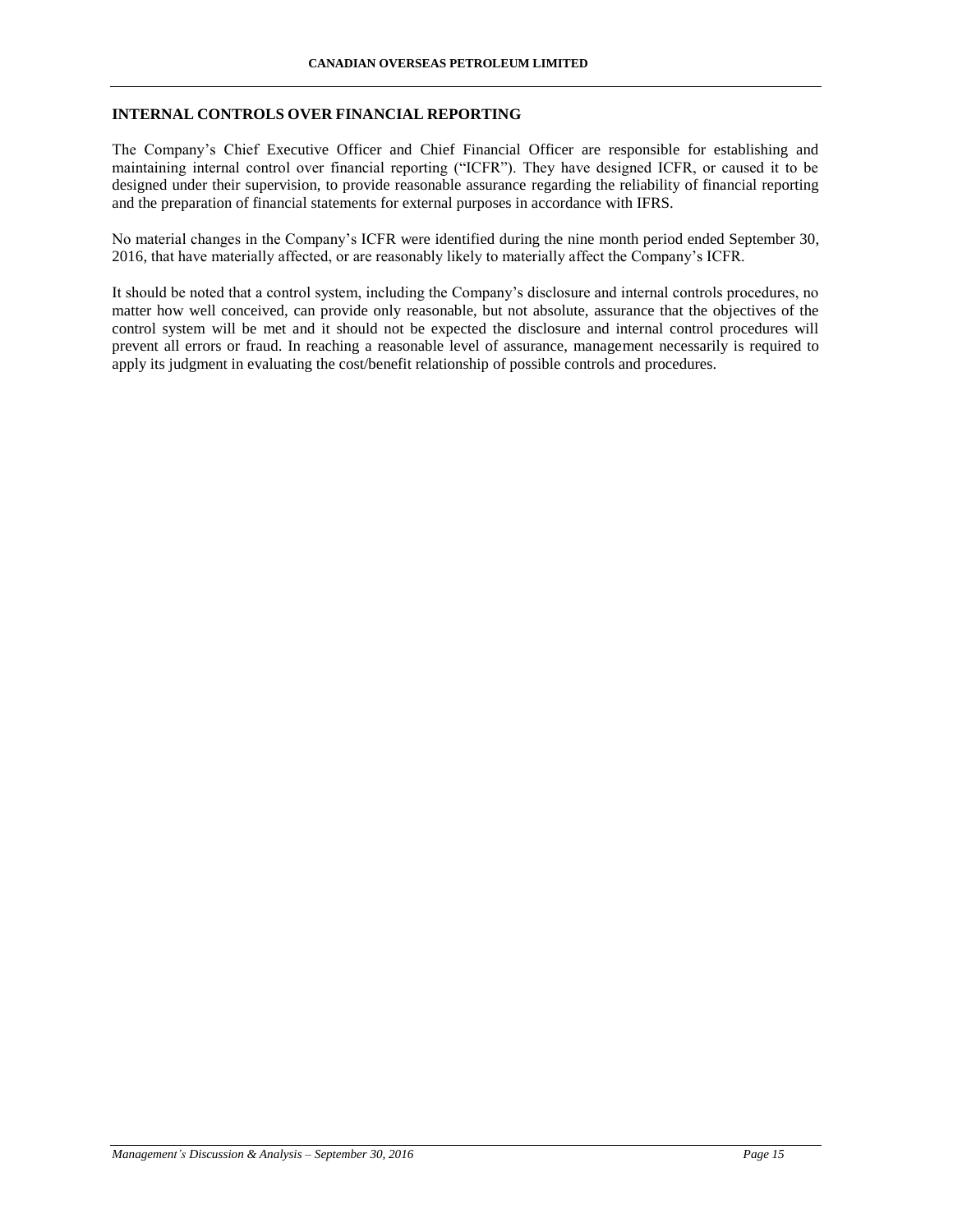## INTERNAL CONTROLS OVER FINANCIAL REPORTING

The Company's Chief Executive Officer and Chief Financial Officer are responsible for establishing and maintaining internal control over financial reporting ("ICFR"). They have designed ICFR, or caused it to be designed under their supervision, to provide reasonable assurance regarding the reliability of financial reporting and the preparation of financial statements for external purposes in accordance with IFRS.

No material changes in the Company's ICFR were identified during the nine month period ended September 30, 2016, that have materially affected, or are reasonably likely to materially affect the Company's ICFR.

It should be noted that a control system, including the Company's disclosure and internal controls procedures, no matter how well conceived, can provide only reasonable, but not absolute, assurance that the objectives of the control system will be met and it should not be expected the disclosure and internal control procedures will prevent all errors or fraud. In reaching a reasonable level of assurance, management necessarily is required to apply its judgment in evaluating the cost/benefit relationship of possible controls and procedures.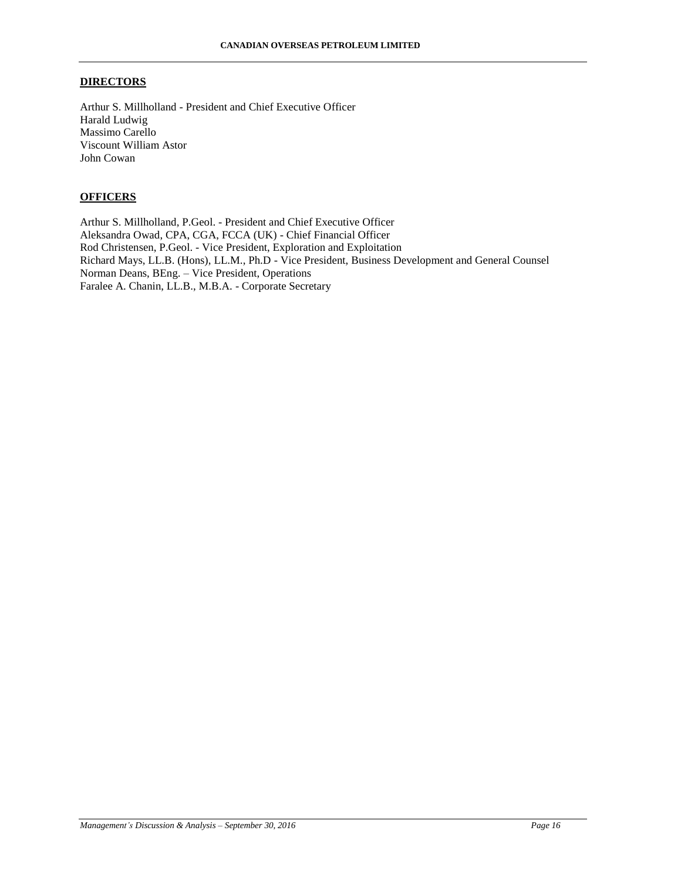## DIRECTORS

Arthur S. Millholland - President and Chief Executive Officer
Harald Ludwig
Massimo Carello
Viscount William Astor
John Cowan

## OFFICERS

Arthur S. Millholland, P.Geol. - President and Chief Executive Officer
Aleksandra Owad, CPA, CGA, FCCA (UK) - Chief Financial Officer
Rod Christensen, P.Geol. - Vice President, Exploration and Exploitation
Richard Mays, LL.B. (Hons), LL.M., Ph.D - Vice President, Business Development and General Counsel
Norman Deans, BEng. – Vice President, Operations
Faralee A. Chanin, LL.B., M.B.A. - Corporate Secretary